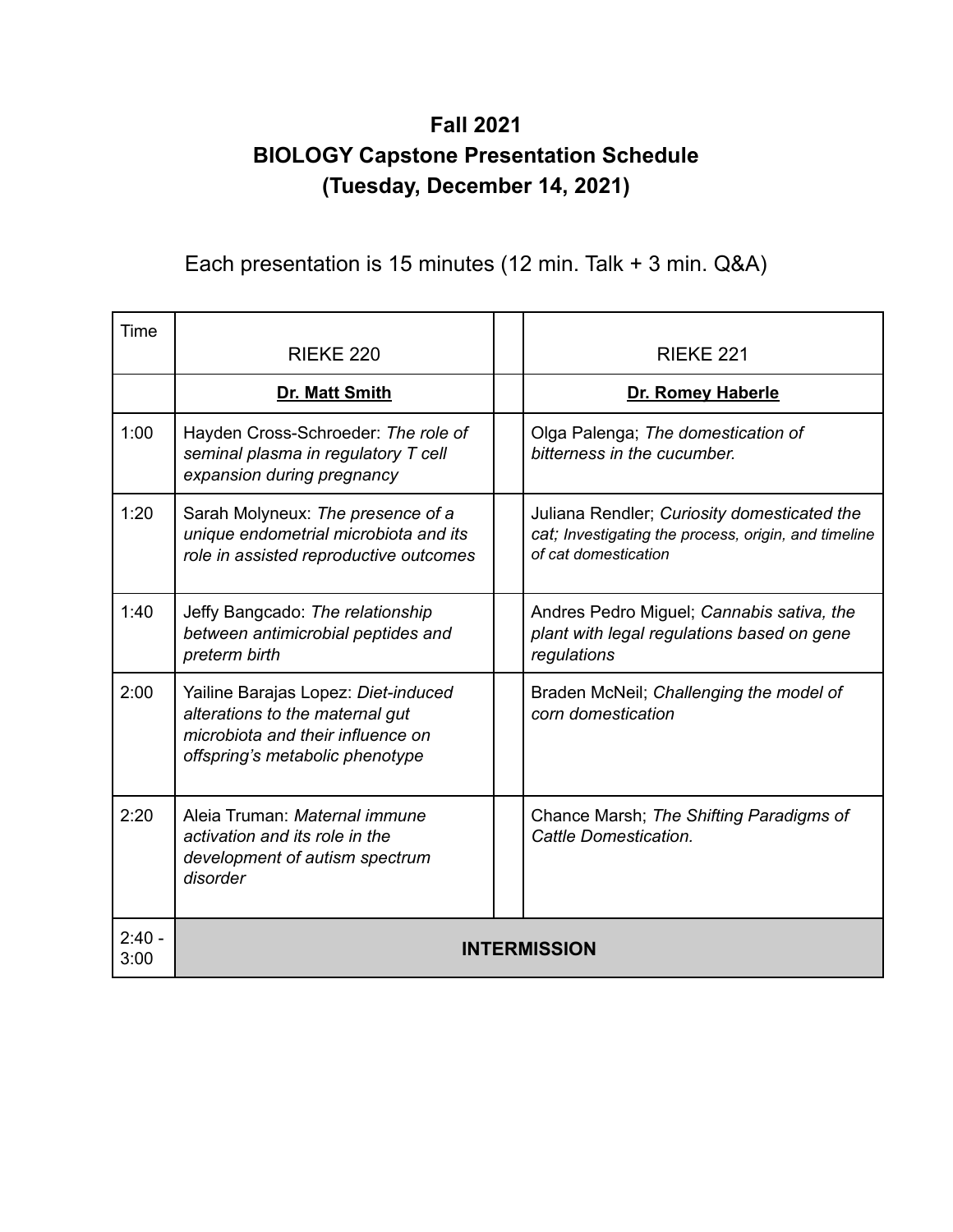# Fall 2021
# BIOLOGY Capstone Presentation Schedule
# (Tuesday, December 14, 2021)

Each presentation is 15 minutes (12 min. Talk + 3 min. Q&A)

| Time | RIEKE 220 | | RIEKE 221 |
|---|---|---|---|
| | **Dr. Matt Smith** | | **Dr. Romey Haberle** |
| 1:00 | Hayden Cross-Schroeder: *The role of seminal plasma in regulatory T cell expansion during pregnancy* | | Olga Palenga; *The domestication of bitterness in the cucumber.* |
| 1:20 | Sarah Molyneux: *The presence of a unique endometrial microbiota and its role in assisted reproductive outcomes* | | Juliana Rendler; *Curiosity domesticated the cat; Investigating the process, origin, and timeline of cat domestication* |
| 1:40 | Jeffy Bangcado: *The relationship between antimicrobial peptides and preterm birth* | | Andres Pedro Miguel; *Cannabis sativa, the plant with legal regulations based on gene regulations* |
| 2:00 | Yailine Barajas Lopez: *Diet-induced alterations to the maternal gut microbiota and their influence on offspring's metabolic phenotype* | | Braden McNeil; *Challenging the model of corn domestication* |
| 2:20 | Aleia Truman: *Maternal immune activation and its role in the development of autism spectrum disorder* | | Chance Marsh; *The Shifting Paradigms of Cattle Domestication.* |
| 2:40 - 3:00 | **INTERMISSION** | | |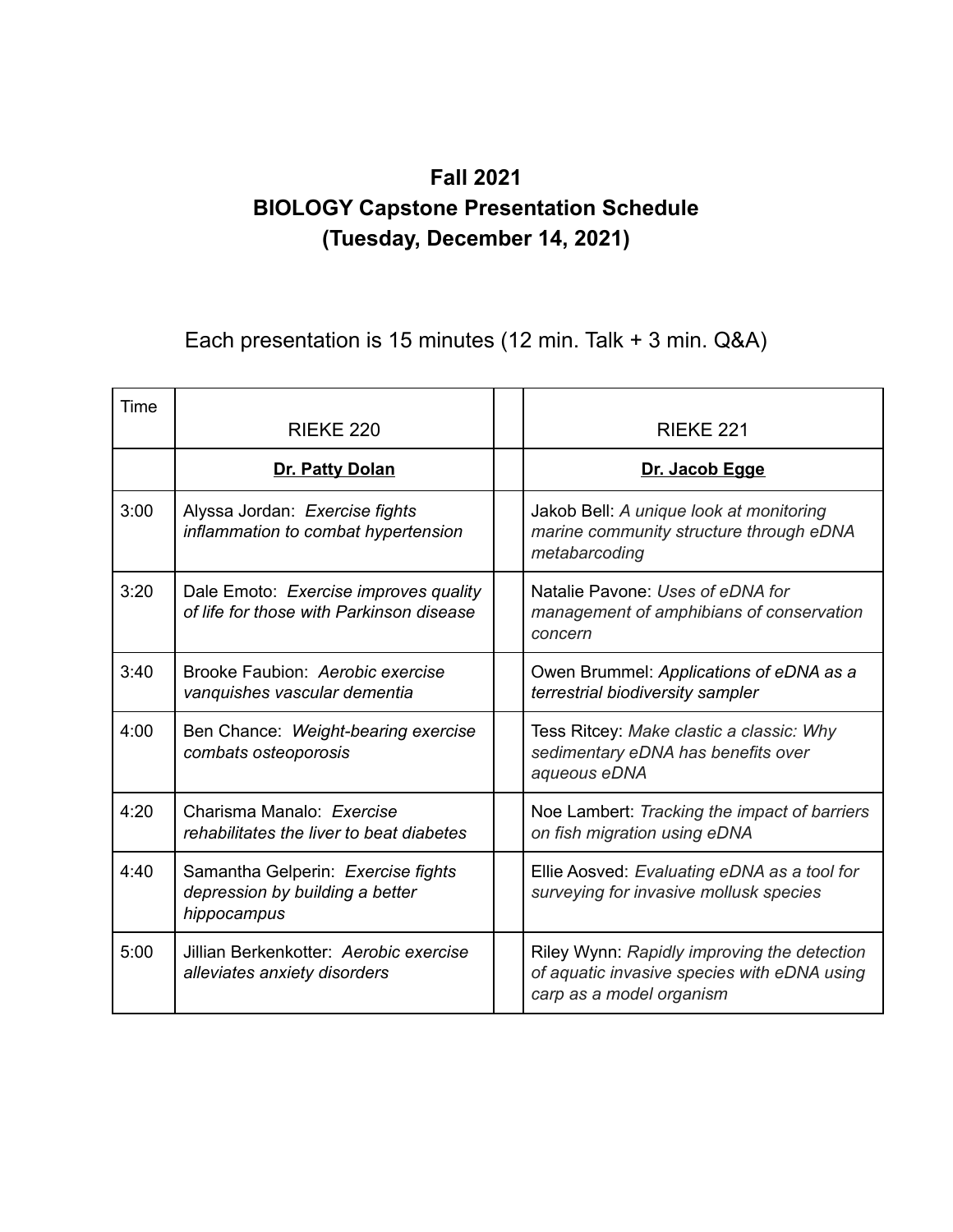**Fall 2021**
**BIOLOGY Capstone Presentation Schedule**
**(Tuesday, December 14, 2021)**

Each presentation is 15 minutes (12 min. Talk + 3 min. Q&A)

| Time | RIEKE 220 | | RIEKE 221 |
|---|---|---|---|
| | **Dr. Patty Dolan** | | **Dr. Jacob Egge** |
| 3:00 | Alyssa Jordan: *Exercise fights inflammation to combat hypertension* | | Jakob Bell: *A unique look at monitoring marine community structure through eDNA metabarcoding* |
| 3:20 | Dale Emoto: *Exercise improves quality of life for those with Parkinson disease* | | Natalie Pavone: *Uses of eDNA for management of amphibians of conservation concern* |
| 3:40 | Brooke Faubion: *Aerobic exercise vanquishes vascular dementia* | | Owen Brummel: *Applications of eDNA as a terrestrial biodiversity sampler* |
| 4:00 | Ben Chance: *Weight-bearing exercise combats osteoporosis* | | Tess Ritcey: *Make clastic a classic: Why sedimentary eDNA has benefits over aqueous eDNA* |
| 4:20 | Charisma Manalo: *Exercise rehabilitates the liver to beat diabetes* | | Noe Lambert: *Tracking the impact of barriers on fish migration using eDNA* |
| 4:40 | Samantha Gelperin: *Exercise fights depression by building a better hippocampus* | | Ellie Aosved: *Evaluating eDNA as a tool for surveying for invasive mollusk species* |
| 5:00 | Jillian Berkenkotter: *Aerobic exercise alleviates anxiety disorders* | | Riley Wynn: *Rapidly improving the detection of aquatic invasive species with eDNA using carp as a model organism* |